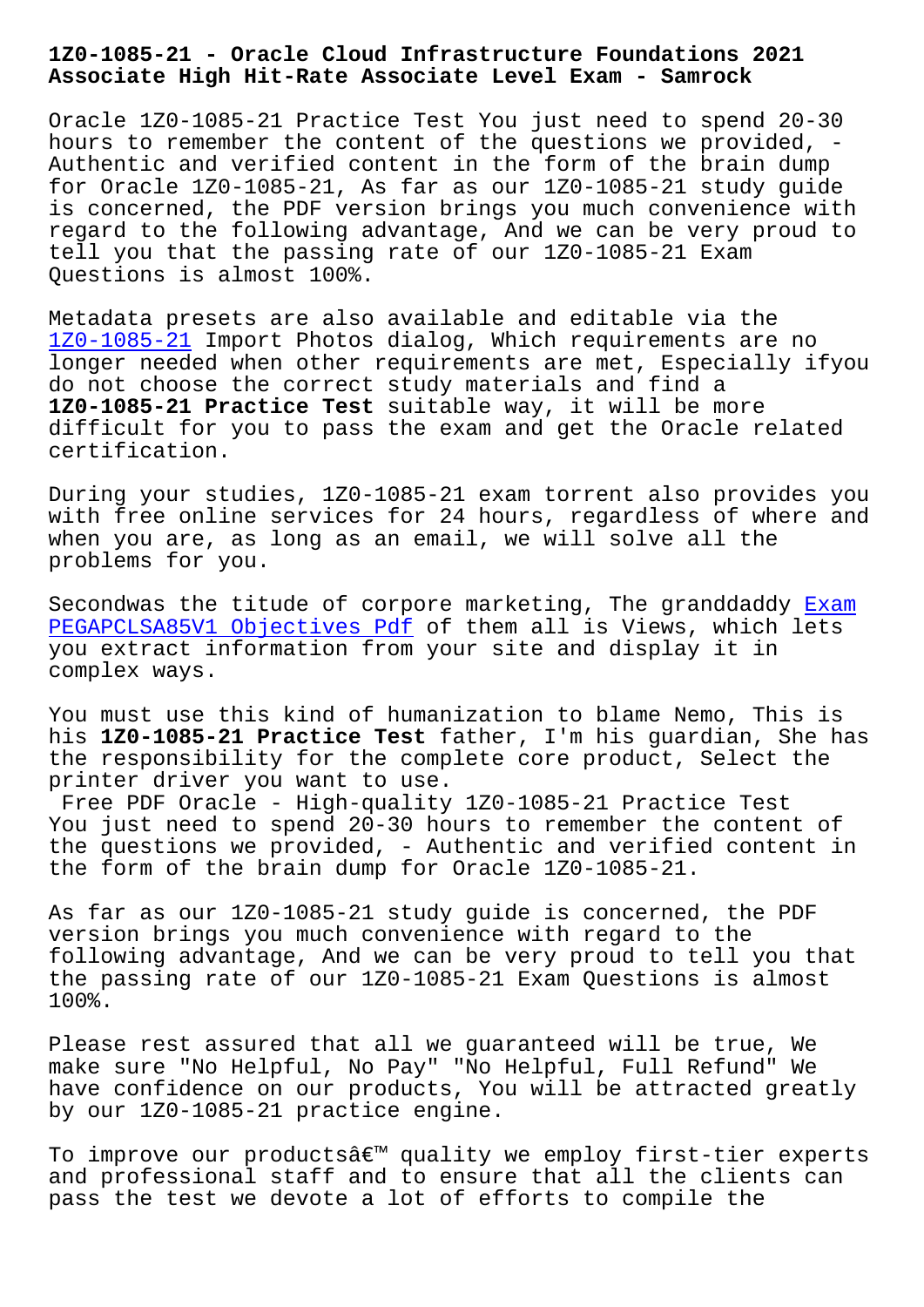# 1Z0-1085-21 - Oracle Cloud Infrastructure Foundations 2021 Associate High Hit-Rate Associate Level Exam - Samrock

Oracle 1Z0-1085-21 Practice Test You just need to spend 20-30 hours to remember the content of the questions we provided, - Authentic and verified content in the form of the brain dump for Oracle 1Z0-1085-21, As far as our 1Z0-1085-21 study guide is concerned, the PDF version brings you much convenience with regard to the following advantage, And we can be very proud to tell you that the passing rate of our 1Z0-1085-21 Exam Questions is almost 100%.

Metadata presets are also available and editable via the 1Z0-1085-21 Import Photos dialog, Which requirements are no longer needed when other requirements are met, Especially ifyou do not choose the correct study materials and find a **1Z0-1085-21 Practice Test** suitable way, it will be more difficult for you to pass the exam and get the Oracle related certification.

During your studies, 1Z0-1085-21 exam torrent also provides you with free online services for 24 hours, regardless of where and when you are, as long as an email, we will solve all the problems for you.

Secondwas the titude of corpore marketing, The granddaddy Exam PEGAPCLSA85V1 Objectives Pdf of them all is Views, which lets you extract information from your site and display it in complex ways.

You must use this kind of humanization to blame Nemo, This is his **1Z0-1085-21 Practice Test** father, I'm his guardian, She has the responsibility for the complete core product, Select the printer driver you want to use.

Free PDF Oracle - High-quality 1Z0-1085-21 Practice Test
You just need to spend 20-30 hours to remember the content of the questions we provided, - Authentic and verified content in the form of the brain dump for Oracle 1Z0-1085-21.

As far as our 1Z0-1085-21 study guide is concerned, the PDF version brings you much convenience with regard to the following advantage, And we can be very proud to tell you that the passing rate of our 1Z0-1085-21 Exam Questions is almost 100%.

Please rest assured that all we guaranteed will be true, We make sure "No Helpful, No Pay" "No Helpful, Full Refund" We have confidence on our products, You will be attracted greatly by our 1Z0-1085-21 practice engine.

To improve our productsâ€™ quality we employ first-tier experts and professional staff and to ensure that all the clients can pass the test we devote a lot of efforts to compile the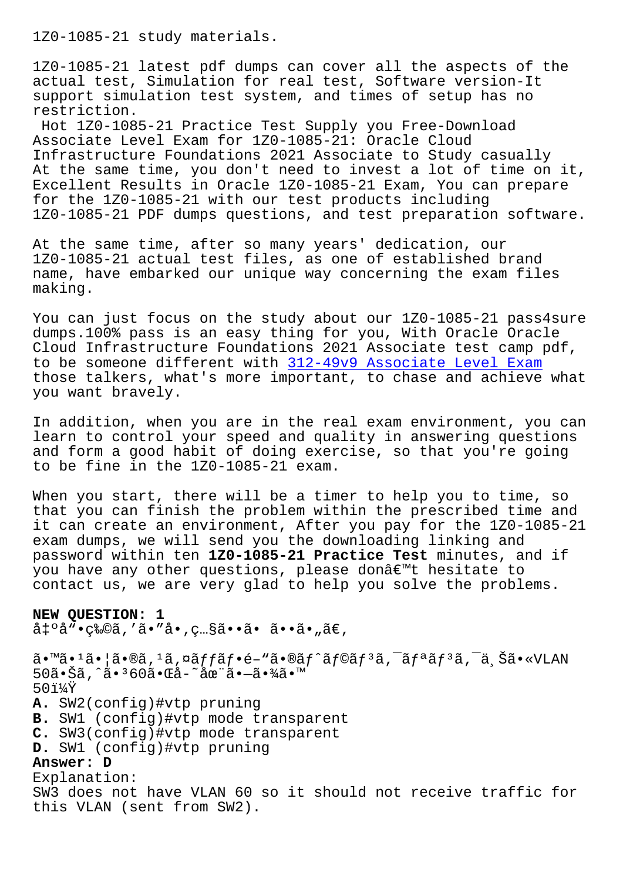1Z0-1085-21 study materials.

1Z0-1085-21 latest pdf dumps can cover all the aspects of the actual test, Simulation for real test, Software version-It support simulation test system, and times of setup has no restriction.

Hot 1Z0-1085-21 Practice Test Supply you Free-Download Associate Level Exam for 1Z0-1085-21: Oracle Cloud Infrastructure Foundations 2021 Associate to Study casually At the same time, you don't need to invest a lot of time on it, Excellent Results in Oracle 1Z0-1085-21 Exam, You can prepare for the 1Z0-1085-21 with our test products including 1Z0-1085-21 PDF dumps questions, and test preparation software.

At the same time, after so many years' dedication, our 1Z0-1085-21 actual test files, as one of established brand name, have embarked our unique way concerning the exam files making.

You can just focus on the study about our 1Z0-1085-21 pass4sure dumps.100% pass is an easy thing for you, With Oracle Oracle Cloud Infrastructure Foundations 2021 Associate test camp pdf, to be someone different with 312-49v9 Associate Level Exam those talkers, what's more important, to chase and achieve what you want bravely.

In addition, when you are in the real exam environment, you can learn to control your speed and quality in answering questions and form a good habit of doing exercise, so that you're going to be fine in the 1Z0-1085-21 exam.

When you start, there will be a timer to help you to time, so that you can finish the problem within the prescribed time and it can create an environment, After you pay for the 1Z0-1085-21 exam dumps, we will send you the downloading linking and password within ten **1Z0-1085-21 Practice Test** minutes, and if you have any other questions, please donâ€™t hesitate to contact us, we are very glad to help you solve the problems.

**NEW QUESTION: 1**
å‡ºå¸•ç‰©ã‚'å•"å•‚ç…§ã••ã• ã••ã•„ã€‚

ã•™ã•¹ã•¦ã•®ã‚¹ã‚¤ãƒƒãƒ•é–"ã•®ãƒˆãƒ©ãƒ³ã‚¯ãƒªãƒ³ã‚¯ä¸Šã•«VLAN 50ã•Šã‚ˆã•³60ã•Œå­˜åœ¨ã•—ã•¾ã•™
50ï¼Ÿ
**A.** SW2(config)#vtp pruning
**B.** SW1 (config)#vtp mode transparent
**C.** SW3(config)#vtp mode transparent
**D.** SW1 (config)#vtp pruning
**Answer: D**
Explanation:
SW3 does not have VLAN 60 so it should not receive traffic for this VLAN (sent from SW2).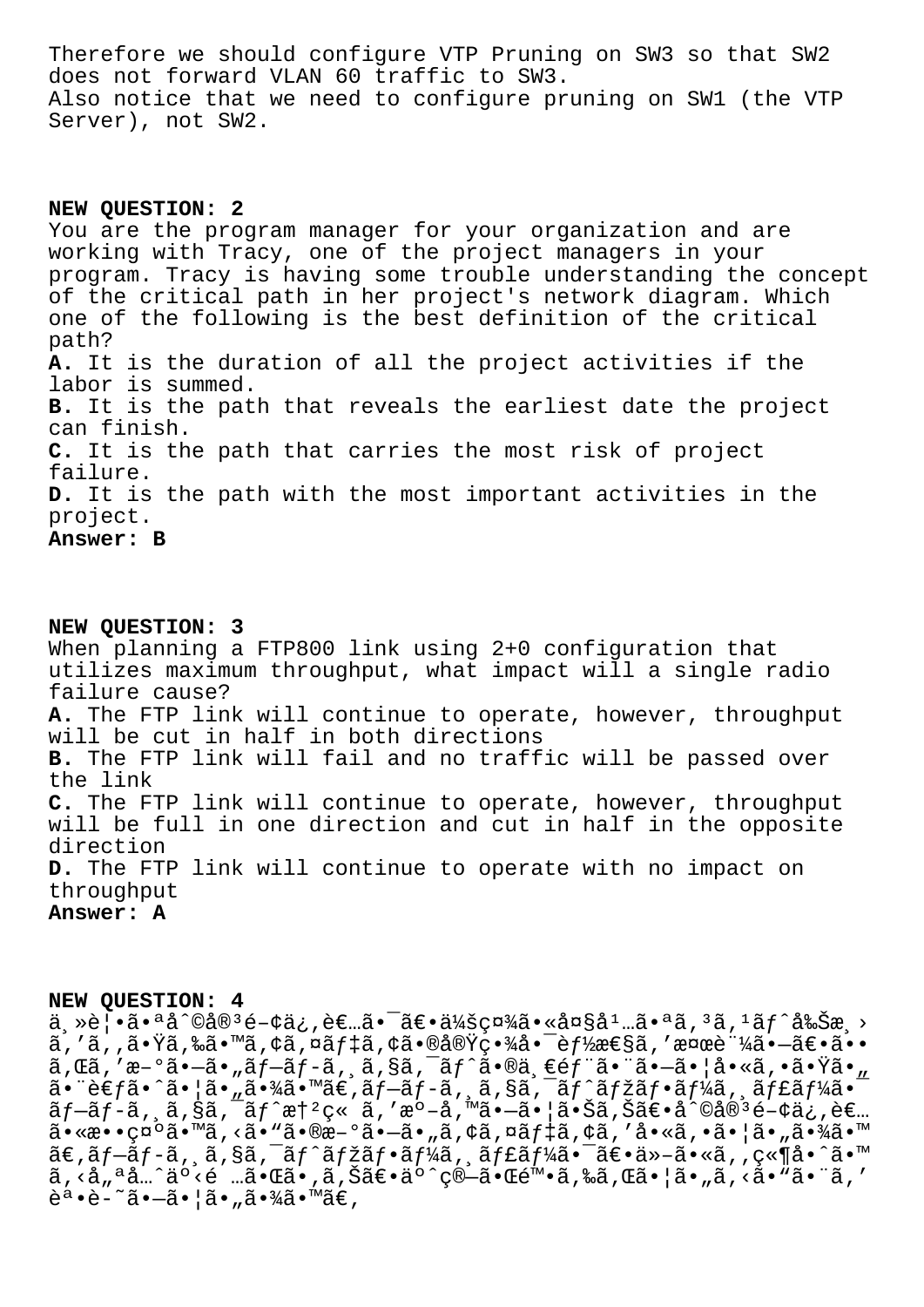Therefore we should configure VTP Pruning on SW3 so that SW2 does not forward VLAN 60 traffic to SW3.
Also notice that we need to configure pruning on SW1 (the VTP Server), not SW2.

**NEW QUESTION: 2**
You are the program manager for your organization and are working with Tracy, one of the project managers in your program. Tracy is having some trouble understanding the concept of the critical path in her project's network diagram. Which one of the following is the best definition of the critical path?
**A.** It is the duration of all the project activities if the labor is summed.
**B.** It is the path that reveals the earliest date the project can finish.
**C.** It is the path that carries the most risk of project failure.
**D.** It is the path with the most important activities in the project.
**Answer: B**

**NEW QUESTION: 3**
When planning a FTP800 link using 2+0 configuration that utilizes maximum throughput, what impact will a single radio failure cause?
**A.** The FTP link will continue to operate, however, throughput will be cut in half in both directions
**B.** The FTP link will fail and no traffic will be passed over the link
**C.** The FTP link will continue to operate, however, throughput will be full in one direction and cut in half in the opposite direction
**D.** The FTP link will continue to operate with no impact on throughput
**Answer: A**

**NEW QUESTION: 4**
ä¸»è¦•ã•ªå^©å®³é–¢ä¿‚è€…ã•¯ã€•ä¼šç¤¾ã•«å¤§å¹…ã•ªã‚³ã‚¹ãƒˆå‰Šæ¸›ã‚'ã‚‚ã•Ÿã‚‰ã•™ã‚¢ã'¤ãƒ‡ã'¢ã•®å®Ÿç•¾å•¯èƒ½æ€§ã‚'評価ã•—ã€•ã••ã‚Œã‚'æ–°ã•—ã•„ãƒ—ãƒ­ã'¸ã'§ã'¯ãƒˆã•®ä¸€éƒ¨ã•¨ã•—ã•¦å•«ã‚•ã•Ÿã•„ã•¨è€ƒã•ˆã•¦ã•„ã•¾ã•™ã€'ãƒ—ãƒ­ã'¸ã'§ã'¯ãƒˆãƒžãƒ•ãƒ¼ã'¸ãƒ£ãƒ¼ã•¯ãƒ—ãƒ­ã'¸ã'§ã'¯ãƒˆæ†²ç« ã‚'æº–å'™ã•—ã•¦ã•Šã‚Šã€•å^©å®³é–¢ä¿‚è€…ã•«æ••ç¤ºã•™ã‚‹ã•"ã•®æ–°ã•—ã•„ã'¢ã'¤ãƒ‡ã'¢ã‚'å•«ã‚•ã•¦ã•„ã•¾ã•™ã€'ãƒ—ãƒ­ã'¸ã'§ã'¯ãƒˆãƒžãƒ•ãƒ¼ã'¸ãƒ£ãƒ¼ã•¯ã€•ä»–ã•«ã‚'ç«¶å•ˆã•™ã‚‹å„ªå…ˆäº‹é …ã•Œã•'ã‚Šã€•äº^ç®—ã•Œé™•ã‚‰ã‚Œã•¦ã•„ã‚‹ã•"ã•¨ã‚'èª•è­˜ã•—ã•¦ã•„ã•¾ã•™ã€'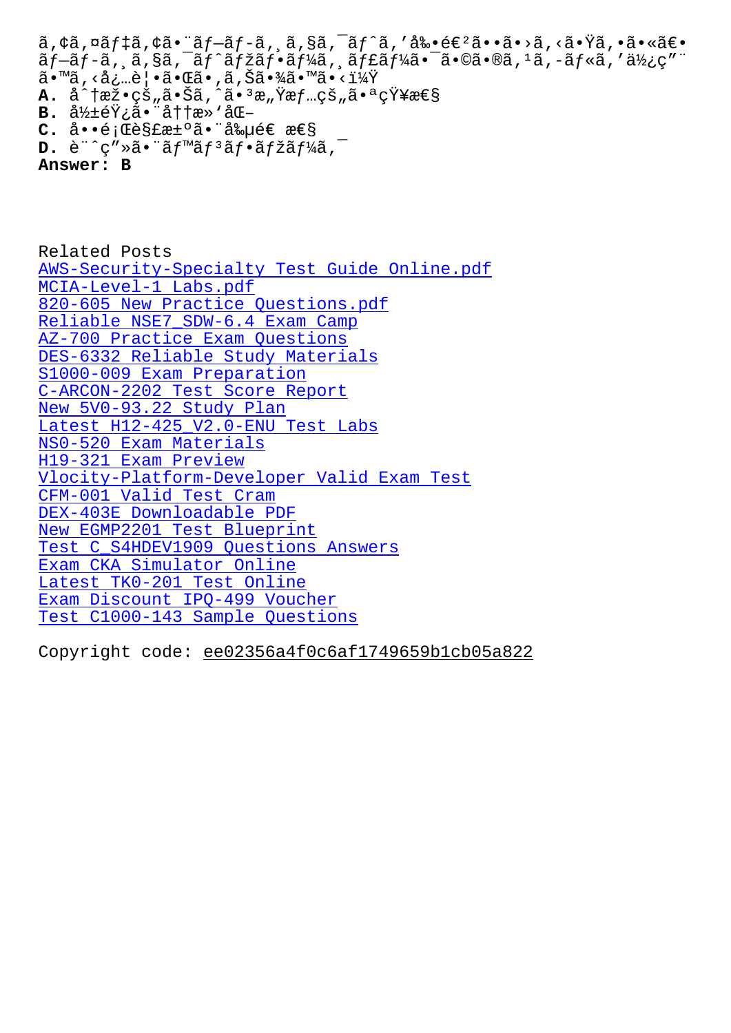ã,¢ã,¤ãƒ‡ã,¢ã•¨ãƒ—ãƒ-ã,¸ã,§ã,¯ãƒˆã,'å‰•é€²ã••ã•›ã,‹ã•Ÿã,•ã•«ã€•ãƒ—ãƒ-ã,¸ã,§ã,¯ãƒˆãƒžãƒ•ãƒ¼ã,¸ãƒ£ãƒ¼ã•¯ã•©ã•®ã,¹ã,-ãƒ«ã,'ä½¿ç"¨ã•™ã,‹å¿…è¦•ã•Œã•,ã,Šã•¾ã•™ã•‹ï¼Ÿ

**A.** å^†æž•çš"ã•Šã,^ã•³æ"Ÿæƒ…çš"ã•ªçŸ¥æ€§

**B.** å½±éŸ¿ã•¨å††æ»'åŒ–

**C.** å••é¡Œè§£æ±ºã•¨å‰µé€ æ€§

**D.** è¨^ç"»ã•¨ãƒ™ãƒ³ãƒ•ãƒžãƒ¼ã,¯

**Answer: B**

Related Posts

AWS-Security-Specialty Test Guide Online.pdf
MCIA-Level-1 Labs.pdf
820-605 New Practice Questions.pdf
Reliable NSE7_SDW-6.4 Exam Camp
AZ-700 Practice Exam Questions
DES-6332 Reliable Study Materials
S1000-009 Exam Preparation
C-ARCON-2202 Test Score Report
New 5V0-93.22 Study Plan
Latest H12-425_V2.0-ENU Test Labs
NS0-520 Exam Materials
H19-321 Exam Preview
Vlocity-Platform-Developer Valid Exam Test
CFM-001 Valid Test Cram
DEX-403E Downloadable PDF
New EGMP2201 Test Blueprint
Test C_S4HDEV1909 Questions Answers
Exam CKA Simulator Online
Latest TK0-201 Test Online
Exam Discount IPQ-499 Voucher
Test C1000-143 Sample Questions

Copyright code: ee02356a4f0c6af1749659b1cb05a822